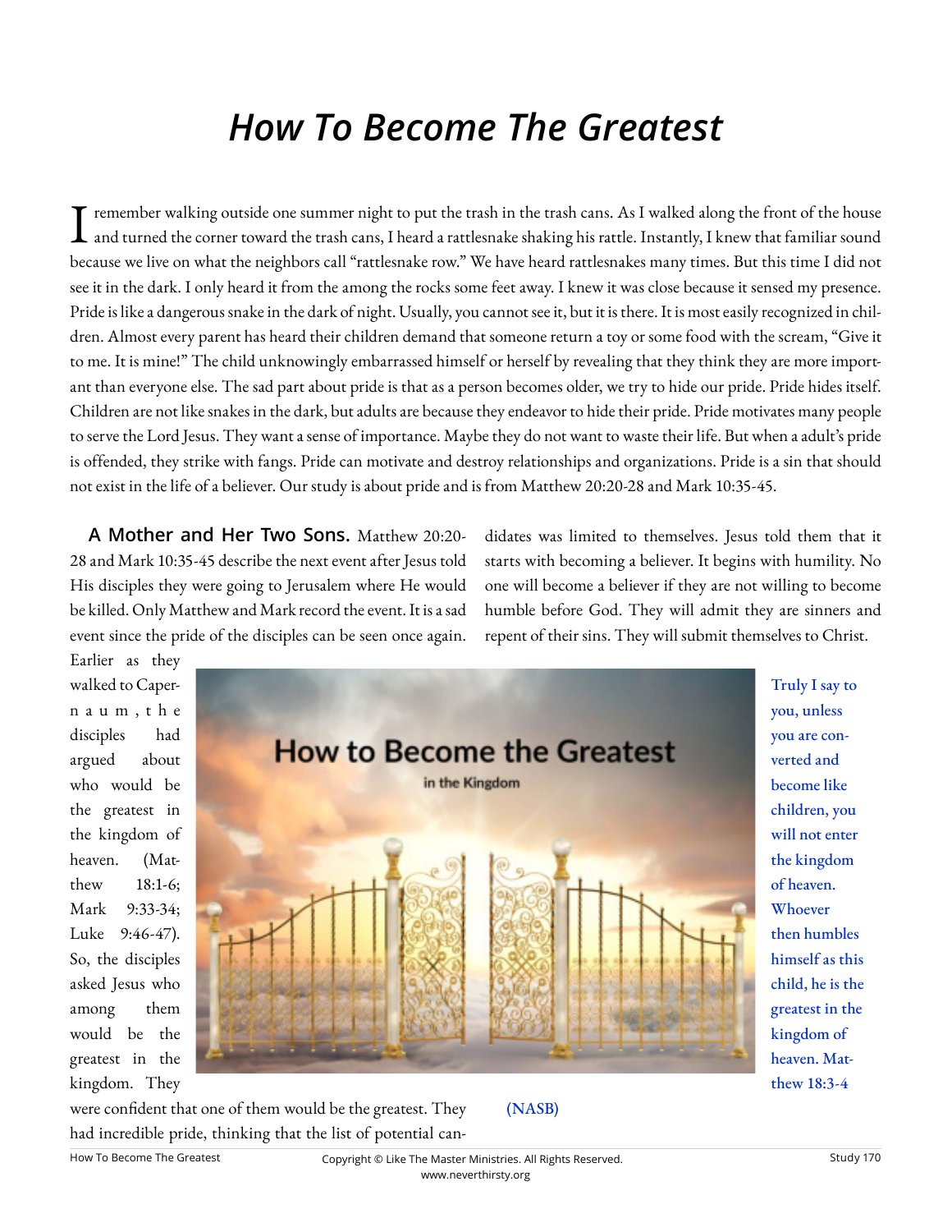# How To Become The Greatest

I remember walking outside one summer night to put the trash in the trash cans. As I walked along the front of the house and turned the corner toward the trash cans, I heard a rattlesnake shaking his rattle. Instantly, I knew that familiar sound because we live on what the neighbors call "rattlesnake row." We have heard rattlesnakes many times. But this time I did not see it in the dark. I only heard it from the among the rocks some feet away. I knew it was close because it sensed my presence. Pride is like a dangerous snake in the dark of night. Usually, you cannot see it, but it is there. It is most easily recognized in children. Almost every parent has heard their children demand that someone return a toy or some food with the scream, "Give it to me. It is mine!" The child unknowingly embarrassed himself or herself by revealing that they think they are more important than everyone else. The sad part about pride is that as a person becomes older, we try to hide our pride. Pride hides itself. Children are not like snakes in the dark, but adults are because they endeavor to hide their pride. Pride motivates many people to serve the Lord Jesus. They want a sense of importance. Maybe they do not want to waste their life. But when a adult's pride is offended, they strike with fangs. Pride can motivate and destroy relationships and organizations. Pride is a sin that should not exist in the life of a believer. Our study is about pride and is from Matthew 20:20-28 and Mark 10:35-45.

**A Mother and Her Two Sons.** Matthew 20:20-28 and Mark 10:35-45 describe the next event after Jesus told His disciples they were going to Jerusalem where He would be killed. Only Matthew and Mark record the event. It is a sad event since the pride of the disciples can be seen once again. Earlier as they walked to Capernaum, the disciples had argued about who would be the greatest in the kingdom of heaven. (Matthew 18:1-6; Mark 9:33-34; Luke 9:46-47). So, the disciples asked Jesus who among them would be the greatest in the kingdom. They were confident that one of them would be the greatest. They had incredible pride, thinking that the list of potential candidates was limited to themselves. Jesus told them that it starts with becoming a believer. It begins with humility. No one will become a believer if they are not willing to become humble before God. They will admit they are sinners and repent of their sins. They will submit themselves to Christ.

Truly I say to you, unless you are converted and become like children, you will not enter the kingdom of heaven. Whoever then humbles himself as this child, he is the greatest in the kingdom of heaven. Matthew 18:3-4 (NASB)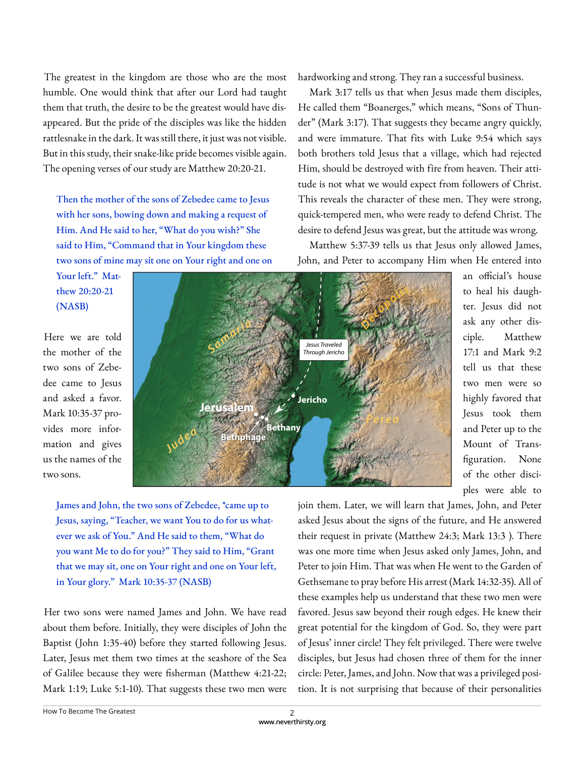The greatest in the kingdom are those who are the most humble. One would think that after our Lord had taught them that truth, the desire to be the greatest would have disappeared. But the pride of the disciples was like the hidden rattlesnake in the dark. It was still there, it just was not visible. But in this study, their snake-like pride becomes visible again. The opening verses of our study are Matthew 20:20-21.

> Then the mother of the sons of Zebedee came to Jesus with her sons, bowing down and making a request of Him. And He said to her, "What do you wish?" She said to Him, "Command that in Your kingdom these two sons of mine may sit one on Your right and one on Your left." Matthew 20:20-21 (NASB)

Here we are told the mother of the two sons of Zebedee came to Jesus and asked a favor. Mark 10:35-37 provides more information and gives us the names of the two sons.

> James and John, the two sons of Zebedee, *came up to Jesus, saying, "Teacher, we want You to do for us whatever we ask of You." And He said to them, "What do you want Me to do for you?" They said to Him, "Grant that we may sit, one on Your right and one on Your left, in Your glory." Mark 10:35-37 (NASB)

Her two sons were named James and John. We have read about them before. Initially, they were disciples of John the Baptist (John 1:35-40) before they started following Jesus. Later, Jesus met them two times at the seashore of the Sea of Galilee because they were fisherman (Matthew 4:21-22; Mark 1:19; Luke 5:1-10). That suggests these two men were hardworking and strong. They ran a successful business.

Mark 3:17 tells us that when Jesus made them disciples, He called them "Boanerges," which means, "Sons of Thunder" (Mark 3:17). That suggests they became angry quickly, and were immature. That fits with Luke 9:54 which says both brothers told Jesus that a village, which had rejected Him, should be destroyed with fire from heaven. Their attitude is not what we would expect from followers of Christ. This reveals the character of these men. They were strong, quick-tempered men, who were ready to defend Christ. The desire to defend Jesus was great, but the attitude was wrong.

Matthew 5:37-39 tells us that Jesus only allowed James, John, and Peter to accompany Him when He entered into an official's house to heal his daughter. Jesus did not ask any other disciple. Matthew 17:1 and Mark 9:2 tell us that these two men were so highly favored that Jesus took them and Peter up to the Mount of Transfiguration. None of the other disciples were able to join them. Later, we will learn that James, John, and Peter asked Jesus about the signs of the future, and He answered their request in private (Matthew 24:3; Mark 13:3 ). There was one more time when Jesus asked only James, John, and Peter to join Him. That was when He went to the Garden of Gethsemane to pray before His arrest (Mark 14:32-35). All of these examples help us understand that these two men were favored. Jesus saw beyond their rough edges. He knew their great potential for the kingdom of God. So, they were part of Jesus' inner circle! They felt privileged. There were twelve disciples, but Jesus had chosen three of them for the inner circle: Peter, James, and John. Now that was a privileged position. It is not surprising that because of their personalities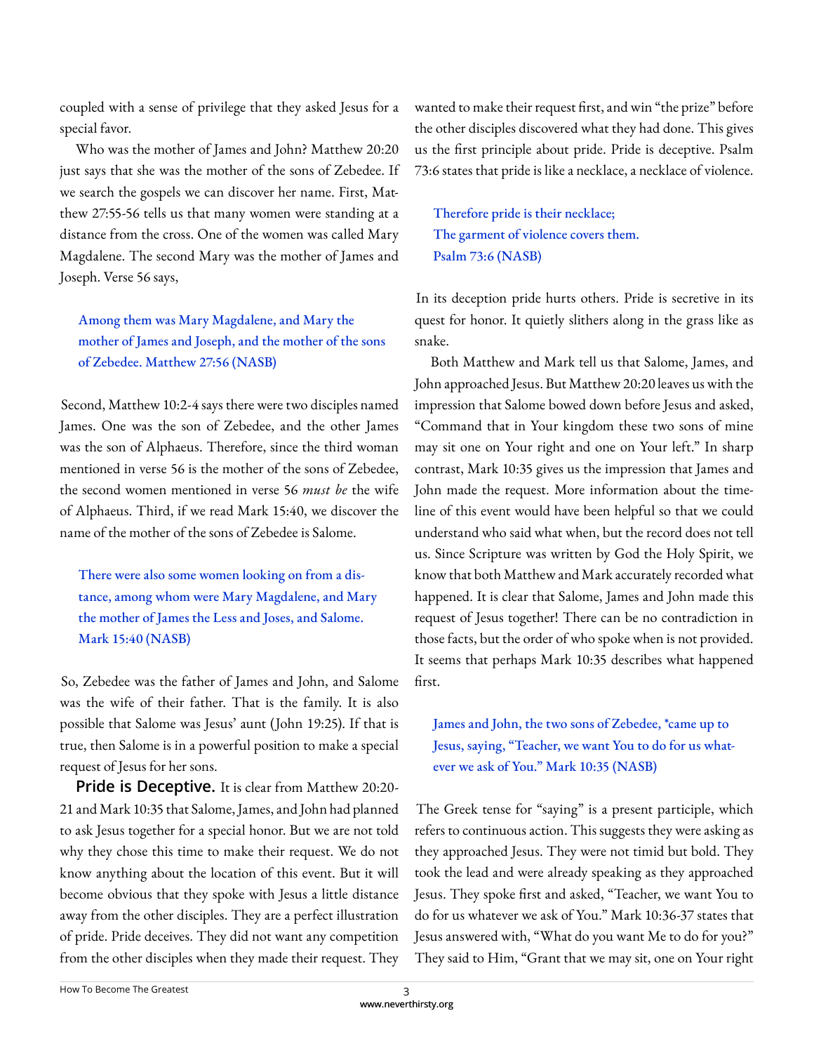coupled with a sense of privilege that they asked Jesus for a special favor.

Who was the mother of James and John? Matthew 20:20 just says that she was the mother of the sons of Zebedee. If we search the gospels we can discover her name. First, Matthew 27:55-56 tells us that many women were standing at a distance from the cross. One of the women was called Mary Magdalene. The second Mary was the mother of James and Joseph. Verse 56 says,

> Among them was Mary Magdalene, and Mary the mother of James and Joseph, and the mother of the sons of Zebedee. Matthew 27:56 (NASB)

Second, Matthew 10:2-4 says there were two disciples named James. One was the son of Zebedee, and the other James was the son of Alphaeus. Therefore, since the third woman mentioned in verse 56 is the mother of the sons of Zebedee, the second women mentioned in verse 56 *must be* the wife of Alphaeus. Third, if we read Mark 15:40, we discover the name of the mother of the sons of Zebedee is Salome.

> There were also some women looking on from a distance, among whom were Mary Magdalene, and Mary the mother of James the Less and Joses, and Salome. Mark 15:40 (NASB)

So, Zebedee was the father of James and John, and Salome was the wife of their father. That is the family. It is also possible that Salome was Jesus' aunt (John 19:25). If that is true, then Salome is in a powerful position to make a special request of Jesus for her sons.

**Pride is Deceptive.** It is clear from Matthew 20:20-21 and Mark 10:35 that Salome, James, and John had planned to ask Jesus together for a special honor. But we are not told why they chose this time to make their request. We do not know anything about the location of this event. But it will become obvious that they spoke with Jesus a little distance away from the other disciples. They are a perfect illustration of pride. Pride deceives. They did not want any competition from the other disciples when they made their request. They wanted to make their request first, and win "the prize" before the other disciples discovered what they had done. This gives us the first principle about pride. Pride is deceptive. Psalm 73:6 states that pride is like a necklace, a necklace of violence.

> Therefore pride is their necklace;
> The garment of violence covers them.
> Psalm 73:6 (NASB)

In its deception pride hurts others. Pride is secretive in its quest for honor. It quietly slithers along in the grass like as snake.

Both Matthew and Mark tell us that Salome, James, and John approached Jesus. But Matthew 20:20 leaves us with the impression that Salome bowed down before Jesus and asked, "Command that in Your kingdom these two sons of mine may sit one on Your right and one on Your left." In sharp contrast, Mark 10:35 gives us the impression that James and John made the request. More information about the timeline of this event would have been helpful so that we could understand who said what when, but the record does not tell us. Since Scripture was written by God the Holy Spirit, we know that both Matthew and Mark accurately recorded what happened. It is clear that Salome, James and John made this request of Jesus together! There can be no contradiction in those facts, but the order of who spoke when is not provided. It seems that perhaps Mark 10:35 describes what happened first.

> James and John, the two sons of Zebedee, *came up to Jesus, saying, "Teacher, we want You to do for us whatever we ask of You." Mark 10:35 (NASB)

The Greek tense for "saying" is a present participle, which refers to continuous action. This suggests they were asking as they approached Jesus. They were not timid but bold. They took the lead and were already speaking as they approached Jesus. They spoke first and asked, "Teacher, we want You to do for us whatever we ask of You." Mark 10:36-37 states that Jesus answered with, "What do you want Me to do for you?" They said to Him, "Grant that we may sit, one on Your right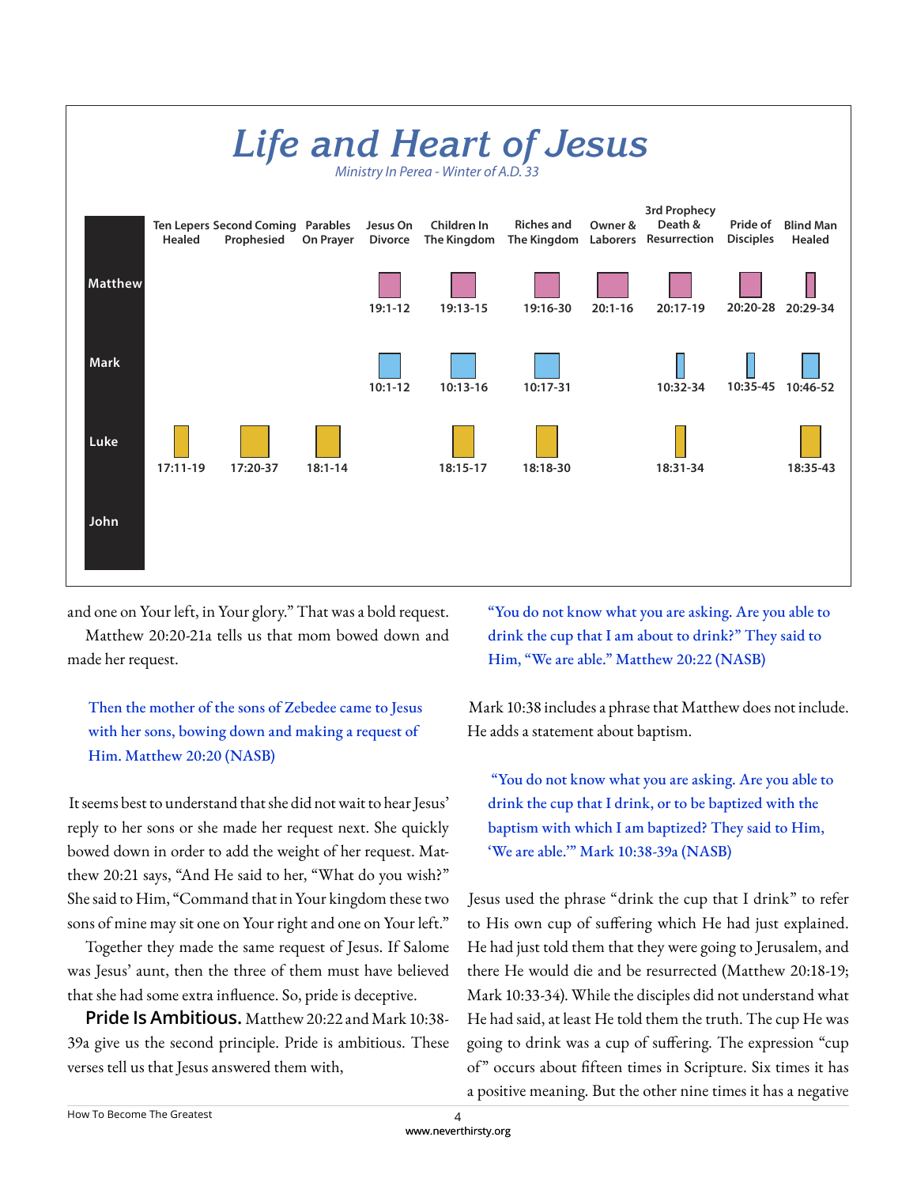# Life and Heart of Jesus

*Ministry In Perea - Winter of A.D. 33*

| | Ten Lepers Healed | Second Coming Prophesied | Parables On Prayer | Jesus On Divorce | Children In The Kingdom | Riches and The Kingdom | Owner & Laborers | 3rd Prophecy Death & Resurrection | Pride of Disciples | Blind Man Healed |
|---|---|---|---|---|---|---|---|---|---|---|
| Matthew | | | | 19:1-12 | 19:13-15 | 19:16-30 | 20:1-16 | 20:17-19 | 20:20-28 | 20:29-34 |
| Mark | | | | 10:1-12 | 10:13-16 | 10:17-31 | | 10:32-34 | 10:35-45 | 10:46-52 |
| Luke | 17:11-19 | 17:20-37 | 18:1-14 | | 18:15-17 | 18:18-30 | | 18:31-34 | | 18:35-43 |
| John | | | | | | | | | | |

and one on Your left, in Your glory." That was a bold request.

Matthew 20:20-21a tells us that mom bowed down and made her request.

> Then the mother of the sons of Zebedee came to Jesus with her sons, bowing down and making a request of Him. Matthew 20:20 (NASB)

It seems best to understand that she did not wait to hear Jesus' reply to her sons or she made her request next. She quickly bowed down in order to add the weight of her request. Matthew 20:21 says, "And He said to her, "What do you wish?" She said to Him, "Command that in Your kingdom these two sons of mine may sit one on Your right and one on Your left."

Together they made the same request of Jesus. If Salome was Jesus' aunt, then the three of them must have believed that she had some extra influence. So, pride is deceptive.

**Pride Is Ambitious.** Matthew 20:22 and Mark 10:38-39a give us the second principle. Pride is ambitious. These verses tell us that Jesus answered them with,

> "You do not know what you are asking. Are you able to drink the cup that I am about to drink?" They said to Him, "We are able." Matthew 20:22 (NASB)

Mark 10:38 includes a phrase that Matthew does not include. He adds a statement about baptism.

> "You do not know what you are asking. Are you able to drink the cup that I drink, or to be baptized with the baptism with which I am baptized? They said to Him, 'We are able.'" Mark 10:38-39a (NASB)

Jesus used the phrase "drink the cup that I drink" to refer to His own cup of suffering which He had just explained. He had just told them that they were going to Jerusalem, and there He would die and be resurrected (Matthew 20:18-19; Mark 10:33-34). While the disciples did not understand what He had said, at least He told them the truth. The cup He was going to drink was a cup of suffering. The expression "cup of" occurs about fifteen times in Scripture. Six times it has a positive meaning. But the other nine times it has a negative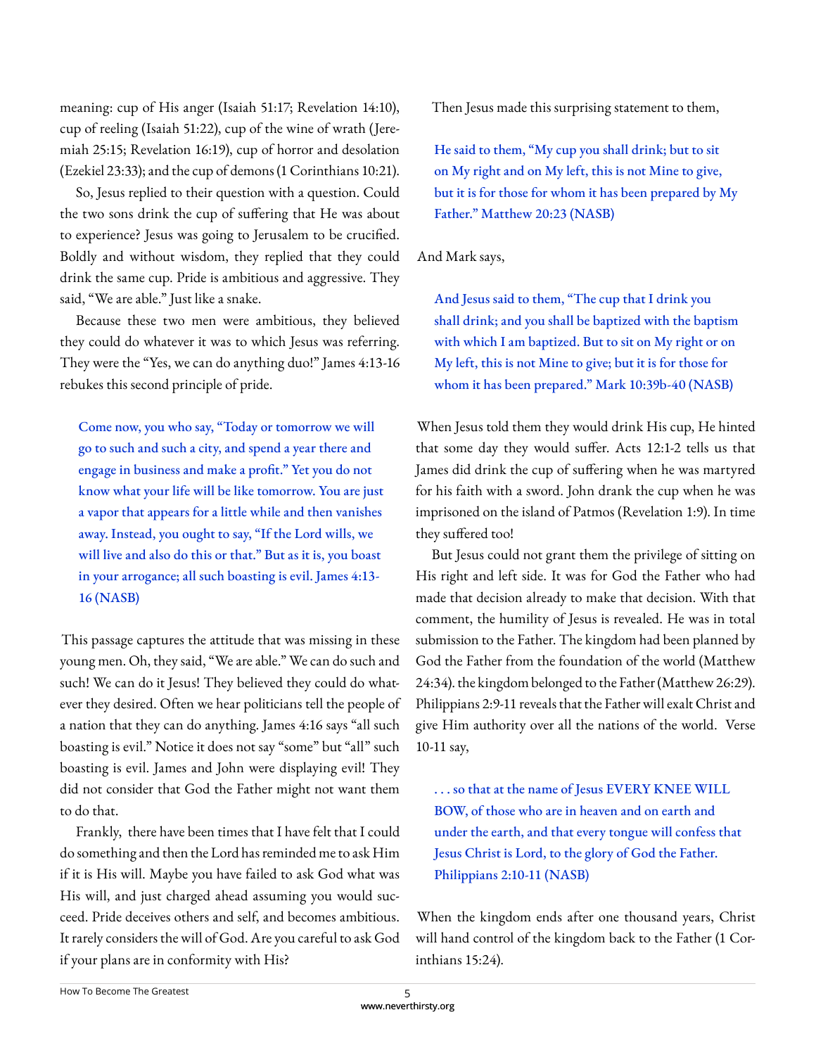meaning: cup of His anger (Isaiah 51:17; Revelation 14:10), cup of reeling (Isaiah 51:22), cup of the wine of wrath (Jeremiah 25:15; Revelation 16:19), cup of horror and desolation (Ezekiel 23:33); and the cup of demons (1 Corinthians 10:21).

So, Jesus replied to their question with a question. Could the two sons drink the cup of suffering that He was about to experience? Jesus was going to Jerusalem to be crucified. Boldly and without wisdom, they replied that they could drink the same cup. Pride is ambitious and aggressive. They said, "We are able." Just like a snake.

Because these two men were ambitious, they believed they could do whatever it was to which Jesus was referring. They were the "Yes, we can do anything duo!" James 4:13-16 rebukes this second principle of pride.

> Come now, you who say, "Today or tomorrow we will go to such and such a city, and spend a year there and engage in business and make a profit." Yet you do not know what your life will be like tomorrow. You are just a vapor that appears for a little while and then vanishes away. Instead, you ought to say, "If the Lord wills, we will live and also do this or that." But as it is, you boast in your arrogance; all such boasting is evil. James 4:13-16 (NASB)

This passage captures the attitude that was missing in these young men. Oh, they said, "We are able." We can do such and such! We can do it Jesus! They believed they could do whatever they desired. Often we hear politicians tell the people of a nation that they can do anything. James 4:16 says "all such boasting is evil." Notice it does not say "some" but "all" such boasting is evil. James and John were displaying evil! They did not consider that God the Father might not want them to do that.

Frankly, there have been times that I have felt that I could do something and then the Lord has reminded me to ask Him if it is His will. Maybe you have failed to ask God what was His will, and just charged ahead assuming you would succeed. Pride deceives others and self, and becomes ambitious. It rarely considers the will of God. Are you careful to ask God if your plans are in conformity with His?

Then Jesus made this surprising statement to them,

> He said to them, "My cup you shall drink; but to sit on My right and on My left, this is not Mine to give, but it is for those for whom it has been prepared by My Father." Matthew 20:23 (NASB)

And Mark says,

> And Jesus said to them, "The cup that I drink you shall drink; and you shall be baptized with the baptism with which I am baptized. But to sit on My right or on My left, this is not Mine to give; but it is for those for whom it has been prepared." Mark 10:39b-40 (NASB)

When Jesus told them they would drink His cup, He hinted that some day they would suffer. Acts 12:1-2 tells us that James did drink the cup of suffering when he was martyred for his faith with a sword. John drank the cup when he was imprisoned on the island of Patmos (Revelation 1:9). In time they suffered too!

But Jesus could not grant them the privilege of sitting on His right and left side. It was for God the Father who had made that decision already to make that decision. With that comment, the humility of Jesus is revealed. He was in total submission to the Father. The kingdom had been planned by God the Father from the foundation of the world (Matthew 24:34). the kingdom belonged to the Father (Matthew 26:29). Philippians 2:9-11 reveals that the Father will exalt Christ and give Him authority over all the nations of the world. Verse 10-11 say,

> . . . so that at the name of Jesus EVERY KNEE WILL BOW, of those who are in heaven and on earth and under the earth, and that every tongue will confess that Jesus Christ is Lord, to the glory of God the Father. Philippians 2:10-11 (NASB)

When the kingdom ends after one thousand years, Christ will hand control of the kingdom back to the Father (1 Corinthians 15:24).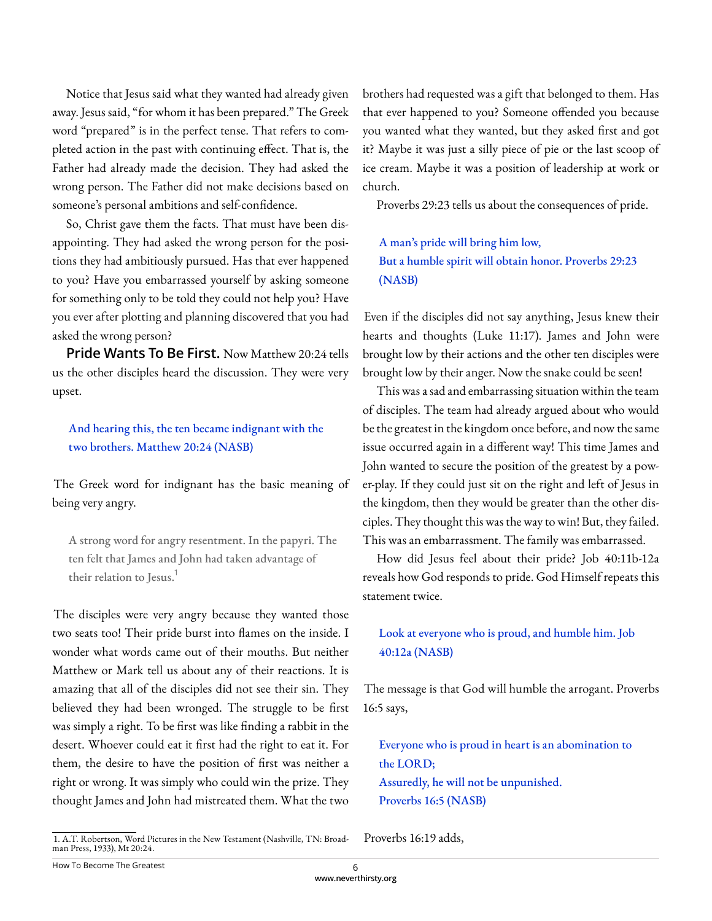Notice that Jesus said what they wanted had already given away. Jesus said, "for whom it has been prepared." The Greek word "prepared" is in the perfect tense. That refers to completed action in the past with continuing effect. That is, the Father had already made the decision. They had asked the wrong person. The Father did not make decisions based on someone's personal ambitions and self-confidence.

So, Christ gave them the facts. That must have been disappointing. They had asked the wrong person for the positions they had ambitiously pursued. Has that ever happened to you? Have you embarrassed yourself by asking someone for something only to be told they could not help you? Have you ever after plotting and planning discovered that you had asked the wrong person?

**Pride Wants To Be First.** Now Matthew 20:24 tells us the other disciples heard the discussion. They were very upset.

> And hearing this, the ten became indignant with the two brothers. Matthew 20:24 (NASB)

The Greek word for indignant has the basic meaning of being very angry.

> A strong word for angry resentment. In the papyri. The ten felt that James and John had taken advantage of their relation to Jesus.[1]

The disciples were very angry because they wanted those two seats too! Their pride burst into flames on the inside. I wonder what words came out of their mouths. But neither Matthew or Mark tell us about any of their reactions. It is amazing that all of the disciples did not see their sin. They believed they had been wronged. The struggle to be first was simply a right. To be first was like finding a rabbit in the desert. Whoever could eat it first had the right to eat it. For them, the desire to have the position of first was neither a right or wrong. It was simply who could win the prize. They thought James and John had mistreated them. What the two brothers had requested was a gift that belonged to them. Has that ever happened to you? Someone offended you because you wanted what they wanted, but they asked first and got it? Maybe it was just a silly piece of pie or the last scoop of ice cream. Maybe it was a position of leadership at work or church.

Proverbs 29:23 tells us about the consequences of pride.

> A man's pride will bring him low,
> But a humble spirit will obtain honor. Proverbs 29:23 (NASB)

Even if the disciples did not say anything, Jesus knew their hearts and thoughts (Luke 11:17). James and John were brought low by their actions and the other ten disciples were brought low by their anger. Now the snake could be seen!

This was a sad and embarrassing situation within the team of disciples. The team had already argued about who would be the greatest in the kingdom once before, and now the same issue occurred again in a different way! This time James and John wanted to secure the position of the greatest by a power-play. If they could just sit on the right and left of Jesus in the kingdom, then they would be greater than the other disciples. They thought this was the way to win! But, they failed. This was an embarrassment. The family was embarrassed.

How did Jesus feel about their pride? Job 40:11b-12a reveals how God responds to pride. God Himself repeats this statement twice.

> Look at everyone who is proud, and humble him. Job 40:12a (NASB)

The message is that God will humble the arrogant. Proverbs 16:5 says,

> Everyone who is proud in heart is an abomination to the LORD;
> Assuredly, he will not be unpunished.
> Proverbs 16:5 (NASB)

Proverbs 16:19 adds,

---

1. A.T. Robertson, Word Pictures in the New Testament (Nashville, TN: Broadman Press, 1933), Mt 20:24.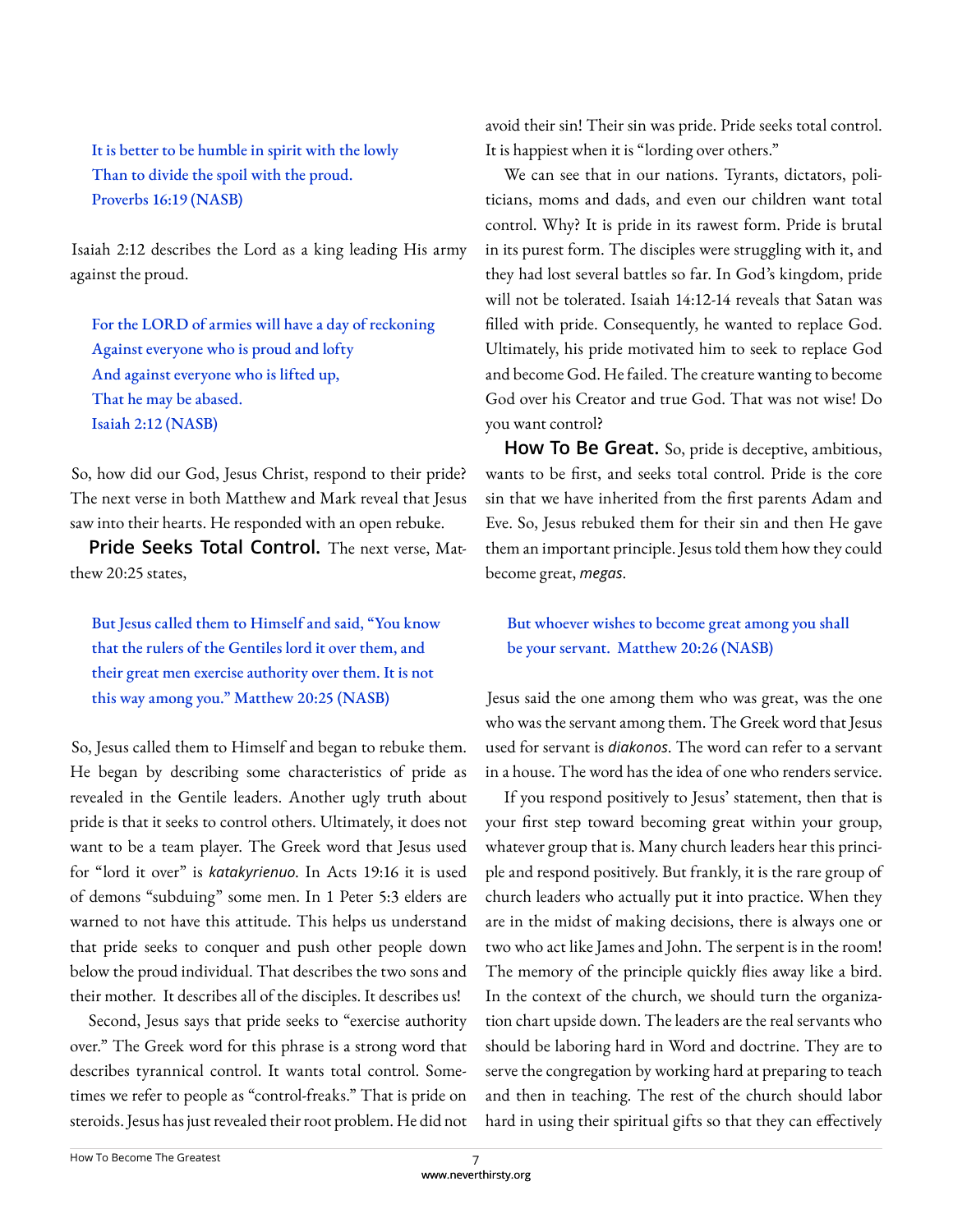> It is better to be humble in spirit with the lowly
> Than to divide the spoil with the proud.
> Proverbs 16:19 (NASB)

Isaiah 2:12 describes the Lord as a king leading His army against the proud.

> For the LORD of armies will have a day of reckoning
> Against everyone who is proud and lofty
> And against everyone who is lifted up,
> That he may be abased.
> Isaiah 2:12 (NASB)

So, how did our God, Jesus Christ, respond to their pride? The next verse in both Matthew and Mark reveal that Jesus saw into their hearts. He responded with an open rebuke.

**Pride Seeks Total Control.** The next verse, Matthew 20:25 states,

> But Jesus called them to Himself and said, "You know that the rulers of the Gentiles lord it over them, and their great men exercise authority over them. It is not this way among you." Matthew 20:25 (NASB)

So, Jesus called them to Himself and began to rebuke them. He began by describing some characteristics of pride as revealed in the Gentile leaders. Another ugly truth about pride is that it seeks to control others. Ultimately, it does not want to be a team player. The Greek word that Jesus used for "lord it over" is *katakyrienuo*. In Acts 19:16 it is used of demons "subduing" some men. In 1 Peter 5:3 elders are warned to not have this attitude. This helps us understand that pride seeks to conquer and push other people down below the proud individual. That describes the two sons and their mother. It describes all of the disciples. It describes us!

Second, Jesus says that pride seeks to "exercise authority over." The Greek word for this phrase is a strong word that describes tyrannical control. It wants total control. Sometimes we refer to people as "control-freaks." That is pride on steroids. Jesus has just revealed their root problem. He did not avoid their sin! Their sin was pride. Pride seeks total control. It is happiest when it is "lording over others."

We can see that in our nations. Tyrants, dictators, politicians, moms and dads, and even our children want total control. Why? It is pride in its rawest form. Pride is brutal in its purest form. The disciples were struggling with it, and they had lost several battles so far. In God's kingdom, pride will not be tolerated. Isaiah 14:12-14 reveals that Satan was filled with pride. Consequently, he wanted to replace God. Ultimately, his pride motivated him to seek to replace God and become God. He failed. The creature wanting to become God over his Creator and true God. That was not wise! Do you want control?

**How To Be Great.** So, pride is deceptive, ambitious, wants to be first, and seeks total control. Pride is the core sin that we have inherited from the first parents Adam and Eve. So, Jesus rebuked them for their sin and then He gave them an important principle. Jesus told them how they could become great, *megas*.

> But whoever wishes to become great among you shall be your servant. Matthew 20:26 (NASB)

Jesus said the one among them who was great, was the one who was the servant among them. The Greek word that Jesus used for servant is *diakonos*. The word can refer to a servant in a house. The word has the idea of one who renders service.

If you respond positively to Jesus' statement, then that is your first step toward becoming great within your group, whatever group that is. Many church leaders hear this principle and respond positively. But frankly, it is the rare group of church leaders who actually put it into practice. When they are in the midst of making decisions, there is always one or two who act like James and John. The serpent is in the room! The memory of the principle quickly flies away like a bird. In the context of the church, we should turn the organization chart upside down. The leaders are the real servants who should be laboring hard in Word and doctrine. They are to serve the congregation by working hard at preparing to teach and then in teaching. The rest of the church should labor hard in using their spiritual gifts so that they can effectively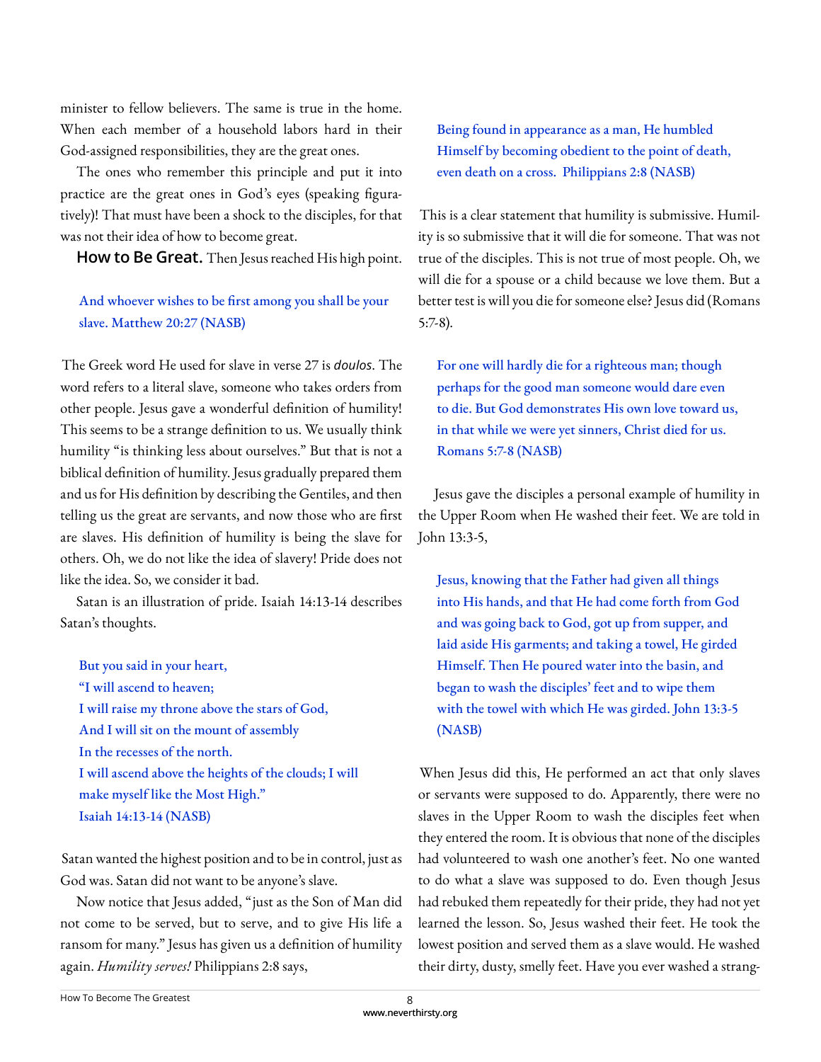minister to fellow believers. The same is true in the home. When each member of a household labors hard in their God-assigned responsibilities, they are the great ones.

The ones who remember this principle and put it into practice are the great ones in God's eyes (speaking figuratively)! That must have been a shock to the disciples, for that was not their idea of how to become great.

**How to Be Great.** Then Jesus reached His high point.

> And whoever wishes to be first among you shall be your slave. Matthew 20:27 (NASB)

The Greek word He used for slave in verse 27 is *doulos*. The word refers to a literal slave, someone who takes orders from other people. Jesus gave a wonderful definition of humility! This seems to be a strange definition to us. We usually think humility "is thinking less about ourselves." But that is not a biblical definition of humility. Jesus gradually prepared them and us for His definition by describing the Gentiles, and then telling us the great are servants, and now those who are first are slaves. His definition of humility is being the slave for others. Oh, we do not like the idea of slavery! Pride does not like the idea. So, we consider it bad.

Satan is an illustration of pride. Isaiah 14:13-14 describes Satan's thoughts.

> But you said in your heart,
> "I will ascend to heaven;
> I will raise my throne above the stars of God,
> And I will sit on the mount of assembly
> In the recesses of the north.
> I will ascend above the heights of the clouds; I will make myself like the Most High."
> Isaiah 14:13-14 (NASB)

Satan wanted the highest position and to be in control, just as God was. Satan did not want to be anyone's slave.

Now notice that Jesus added, "just as the Son of Man did not come to be served, but to serve, and to give His life a ransom for many." Jesus has given us a definition of humility again. *Humility serves!* Philippians 2:8 says,

> Being found in appearance as a man, He humbled Himself by becoming obedient to the point of death, even death on a cross. Philippians 2:8 (NASB)

This is a clear statement that humility is submissive. Humility is so submissive that it will die for someone. That was not true of the disciples. This is not true of most people. Oh, we will die for a spouse or a child because we love them. But a better test is will you die for someone else? Jesus did (Romans 5:7-8).

> For one will hardly die for a righteous man; though perhaps for the good man someone would dare even to die. But God demonstrates His own love toward us, in that while we were yet sinners, Christ died for us. Romans 5:7-8 (NASB)

Jesus gave the disciples a personal example of humility in the Upper Room when He washed their feet. We are told in John 13:3-5,

> Jesus, knowing that the Father had given all things into His hands, and that He had come forth from God and was going back to God, got up from supper, and laid aside His garments; and taking a towel, He girded Himself. Then He poured water into the basin, and began to wash the disciples' feet and to wipe them with the towel with which He was girded. John 13:3-5 (NASB)

When Jesus did this, He performed an act that only slaves or servants were supposed to do. Apparently, there were no slaves in the Upper Room to wash the disciples feet when they entered the room. It is obvious that none of the disciples had volunteered to wash one another's feet. No one wanted to do what a slave was supposed to do. Even though Jesus had rebuked them repeatedly for their pride, they had not yet learned the lesson. So, Jesus washed their feet. He took the lowest position and served them as a slave would. He washed their dirty, dusty, smelly feet. Have you ever washed a strang-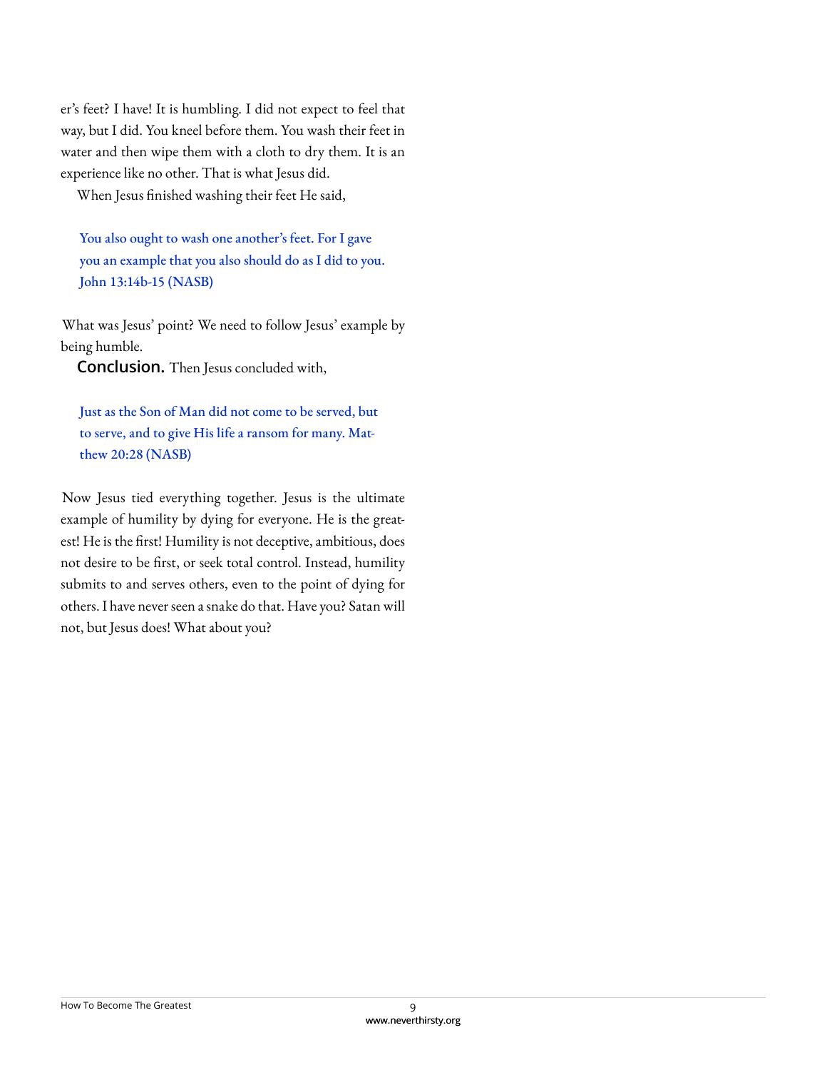er's feet? I have! It is humbling. I did not expect to feel that way, but I did. You kneel before them. You wash their feet in water and then wipe them with a cloth to dry them. It is an experience like no other. That is what Jesus did.

When Jesus finished washing their feet He said,

> You also ought to wash one another's feet. For I gave you an example that you also should do as I did to you. John 13:14b-15 (NASB)

What was Jesus' point? We need to follow Jesus' example by being humble.

**Conclusion.** Then Jesus concluded with,

> Just as the Son of Man did not come to be served, but to serve, and to give His life a ransom for many. Matthew 20:28 (NASB)

Now Jesus tied everything together. Jesus is the ultimate example of humility by dying for everyone. He is the greatest! He is the first! Humility is not deceptive, ambitious, does not desire to be first, or seek total control. Instead, humility submits to and serves others, even to the point of dying for others. I have never seen a snake do that. Have you? Satan will not, but Jesus does! What about you?